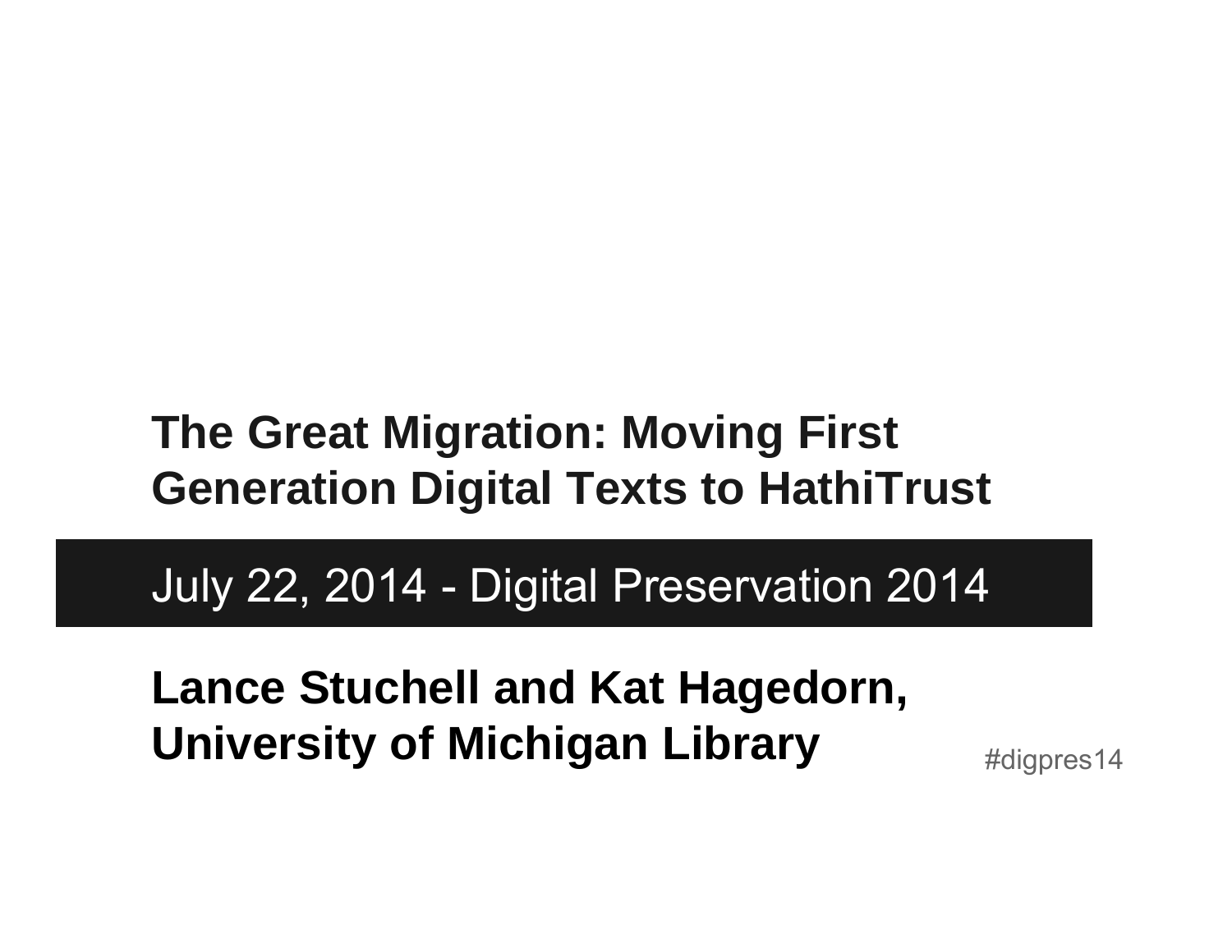# The Great Migration: Moving First Generation Digital Texts to HathiTrust

July 22, 2014 - Digital Preservation 2014

**Lance Stuchell and Kat Hagedorn, University of Michigan Library**

#digpres14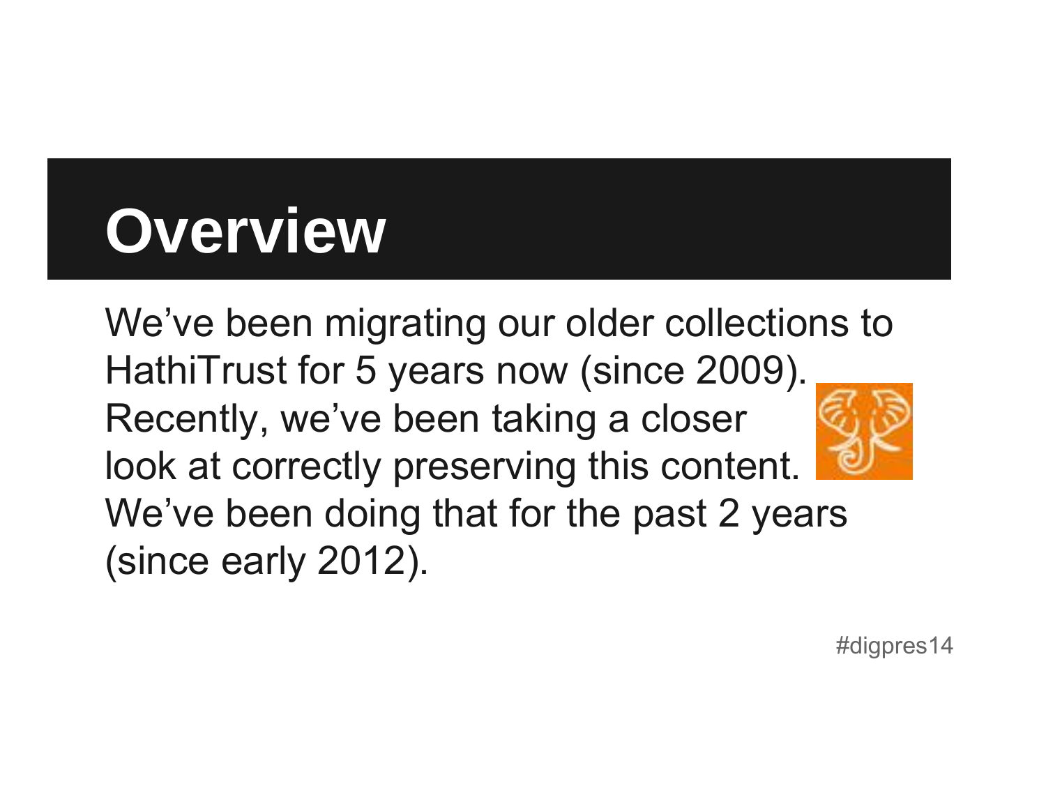# Overview

We’ve been migrating our older collections to HathiTrust for 5 years now (since 2009). Recently, we’ve been taking a closer look at correctly preserving this content. We’ve been doing that for the past 2 years (since early 2012).

#digpres14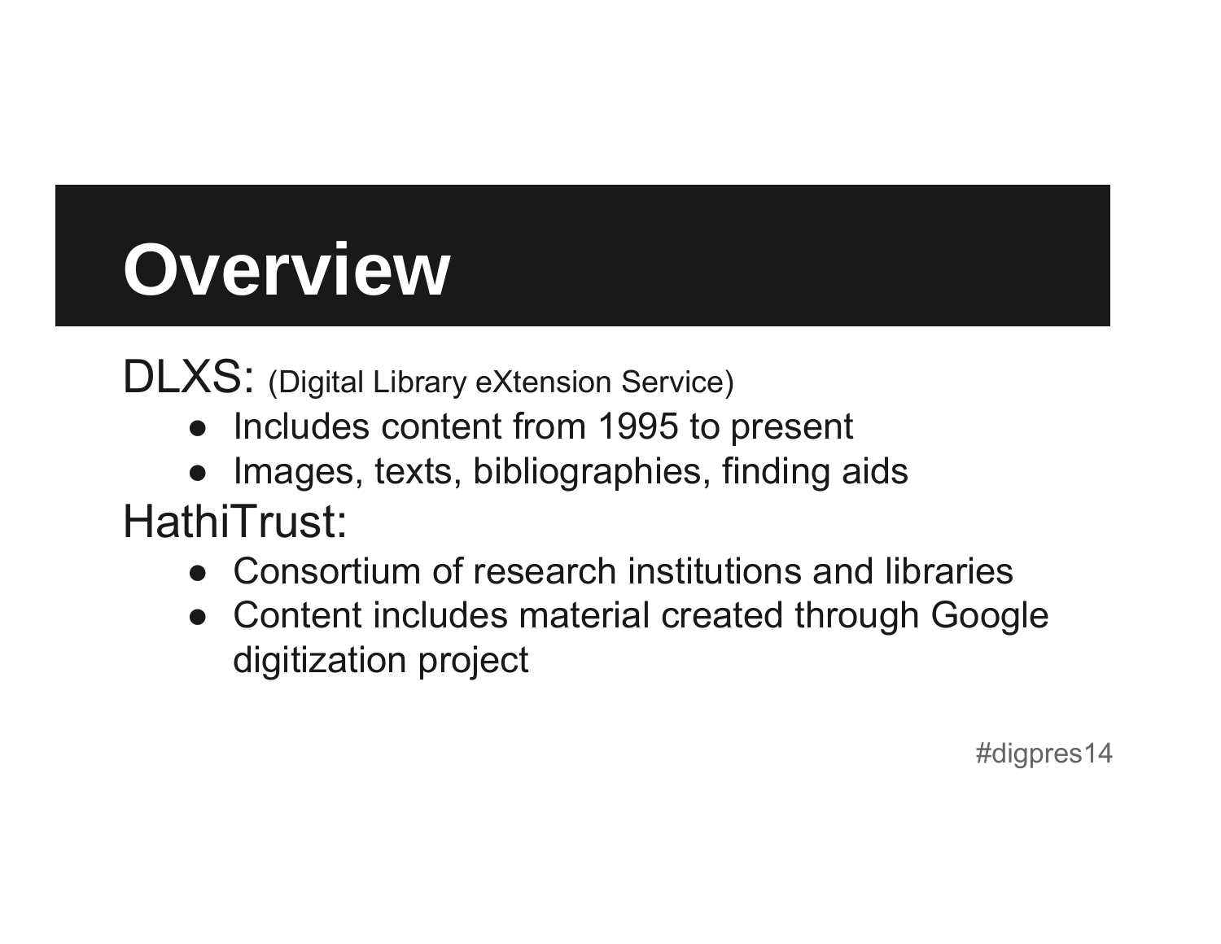# Overview

DLXS: (Digital Library eXtension Service)

- Includes content from 1995 to present
- Images, texts, bibliographies, finding aids

HathiTrust:

- Consortium of research institutions and libraries
- Content includes material created through Google digitization project

#digpres14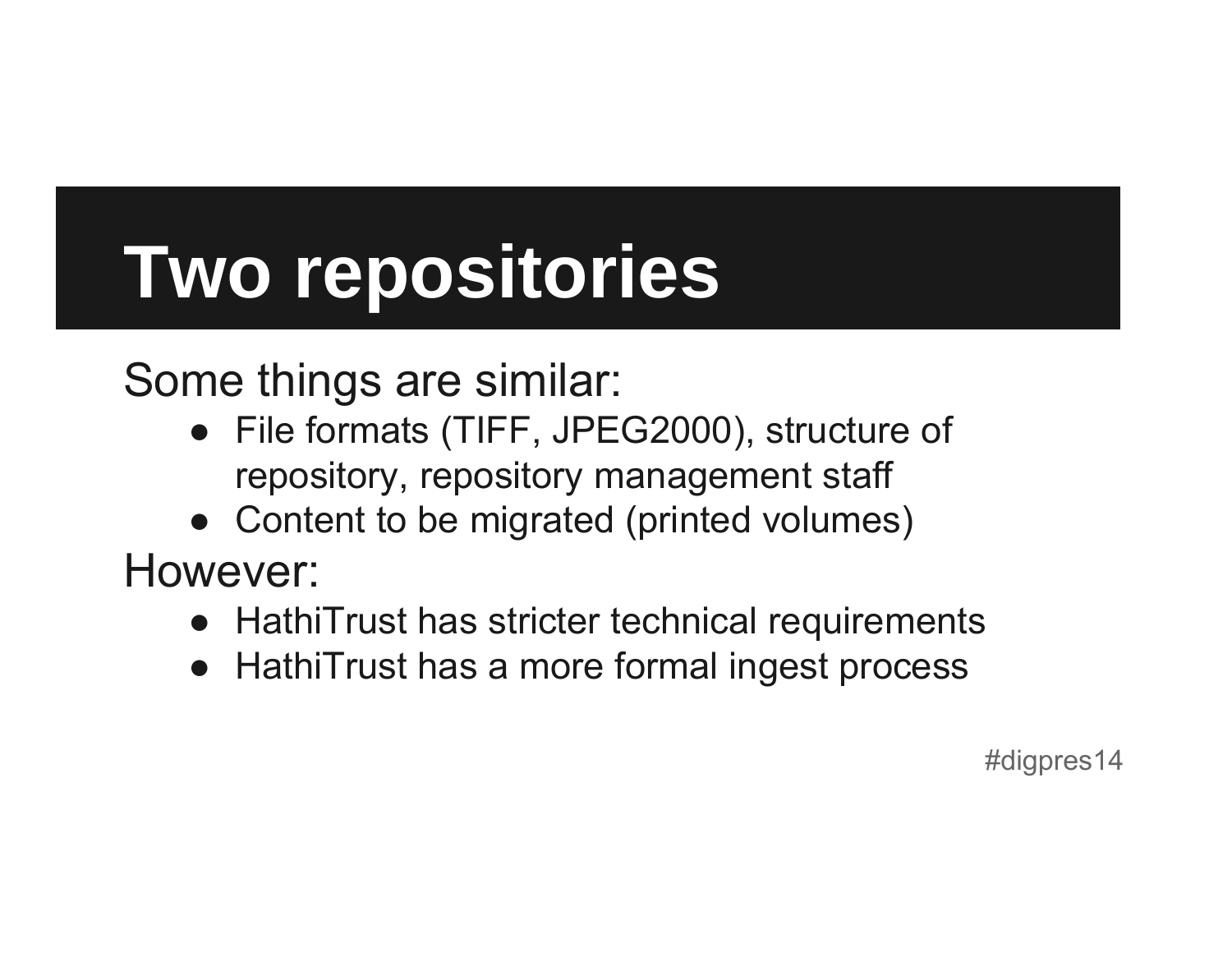# Two repositories

Some things are similar:

- File formats (TIFF, JPEG2000), structure of repository, repository management staff
- Content to be migrated (printed volumes)

However:

- HathiTrust has stricter technical requirements
- HathiTrust has a more formal ingest process

#digpres14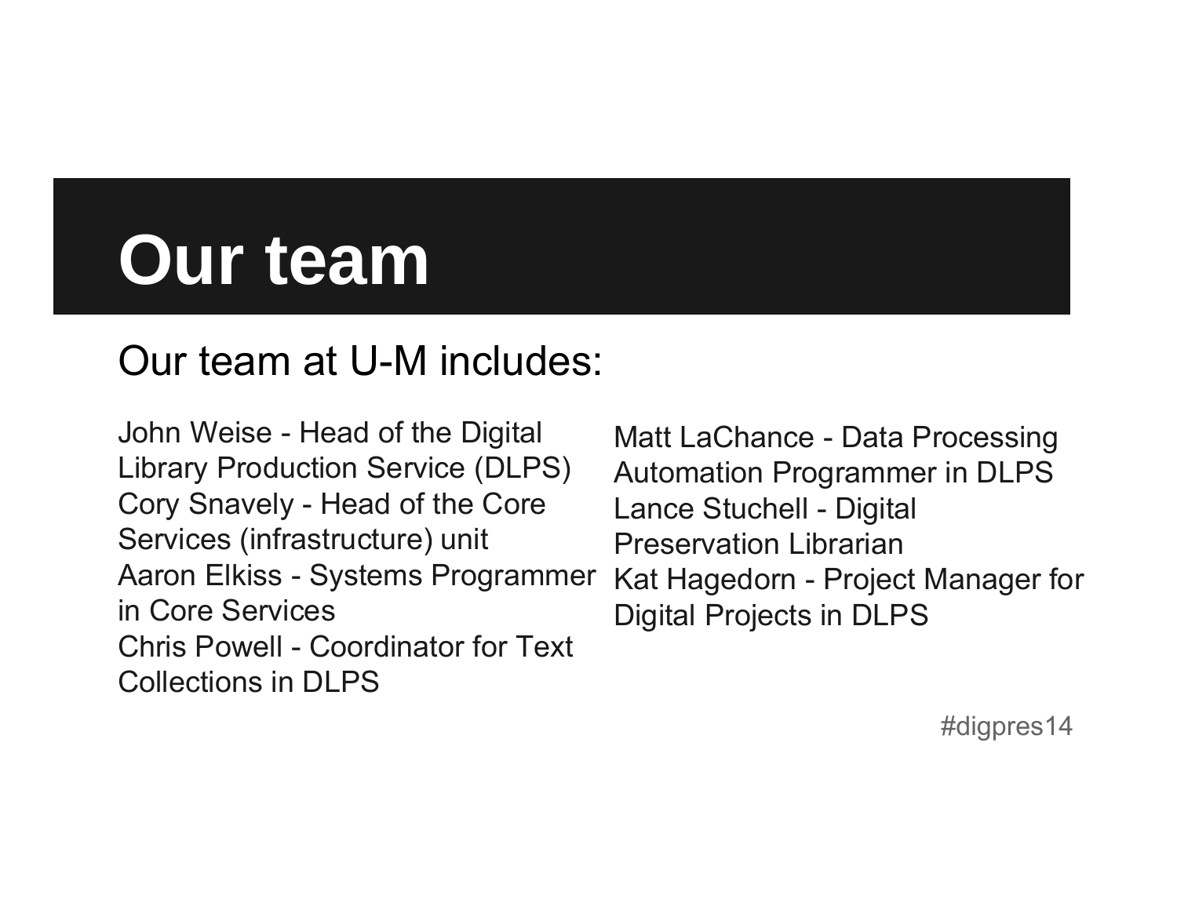# Our team

Our team at U-M includes:

John Weise - Head of the Digital Library Production Service (DLPS)
Cory Snavely - Head of the Core Services (infrastructure) unit
Aaron Elkiss - Systems Programmer in Core Services
Chris Powell - Coordinator for Text Collections in DLPS
Matt LaChance - Data Processing Automation Programmer in DLPS
Lance Stuchell - Digital Preservation Librarian
Kat Hagedorn - Project Manager for Digital Projects in DLPS

#digpres14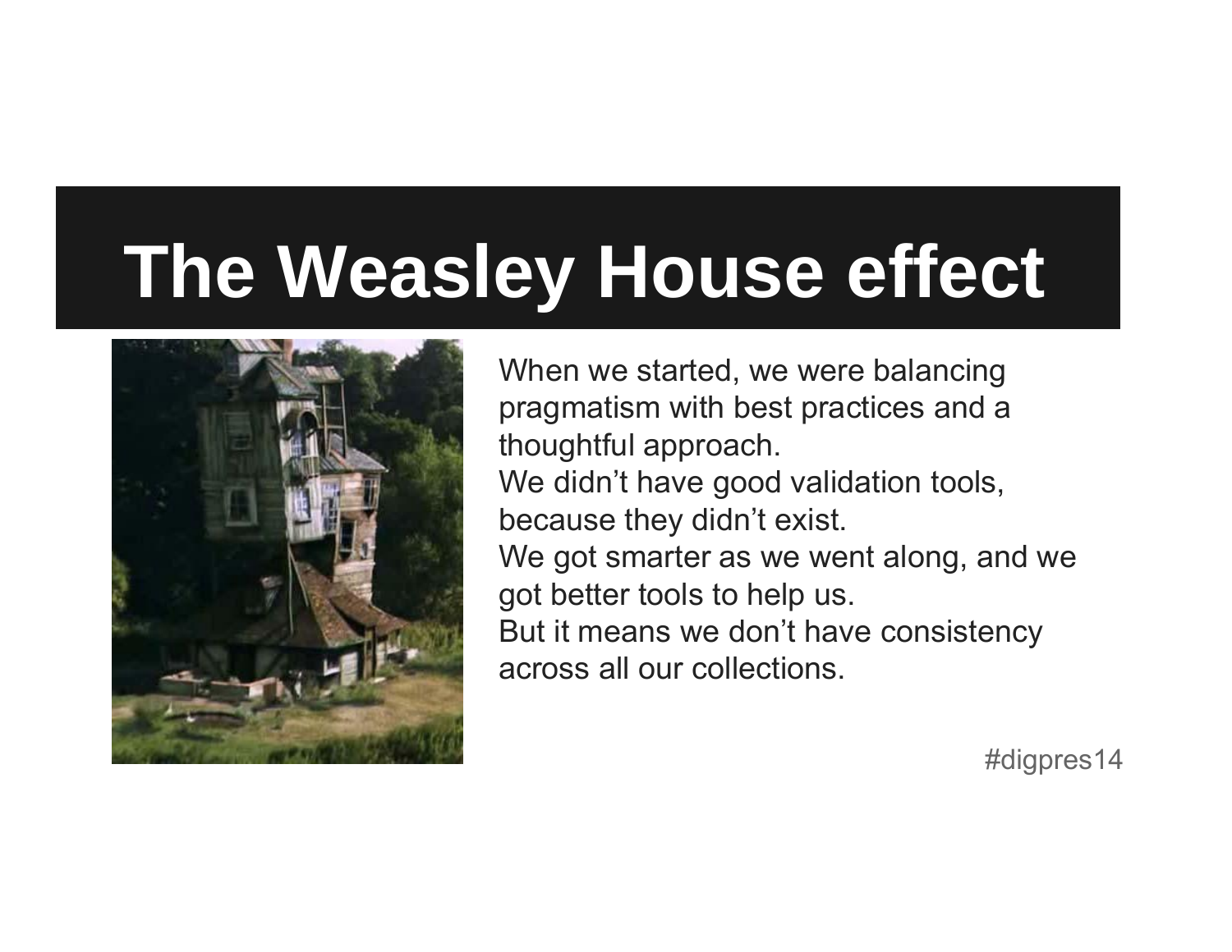# The Weasley House effect

When we started, we were balancing pragmatism with best practices and a thoughtful approach.
We didn't have good validation tools, because they didn't exist.
We got smarter as we went along, and we got better tools to help us.
But it means we don't have consistency across all our collections.

#digpres14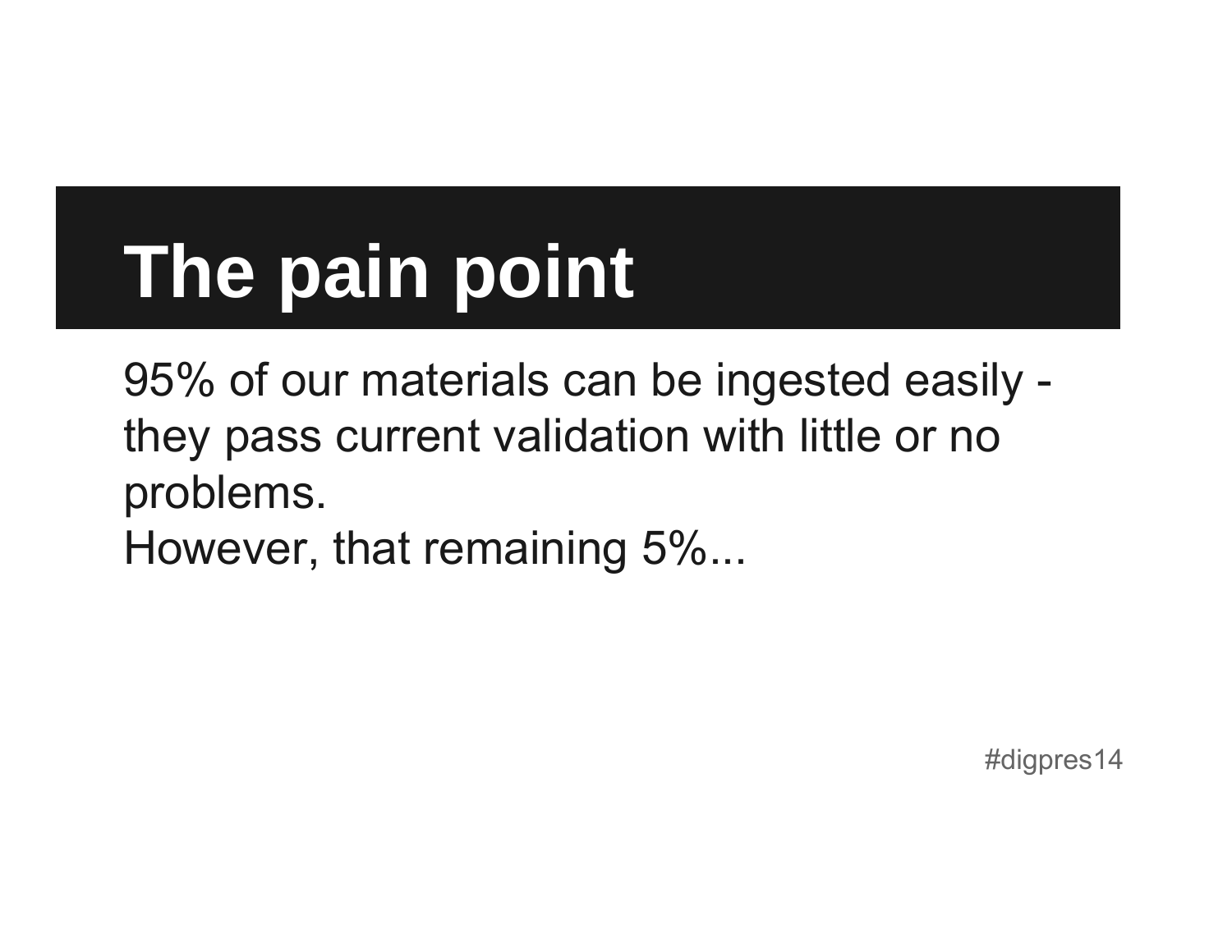# The pain point

95% of our materials can be ingested easily - they pass current validation with little or no problems.
However, that remaining 5%...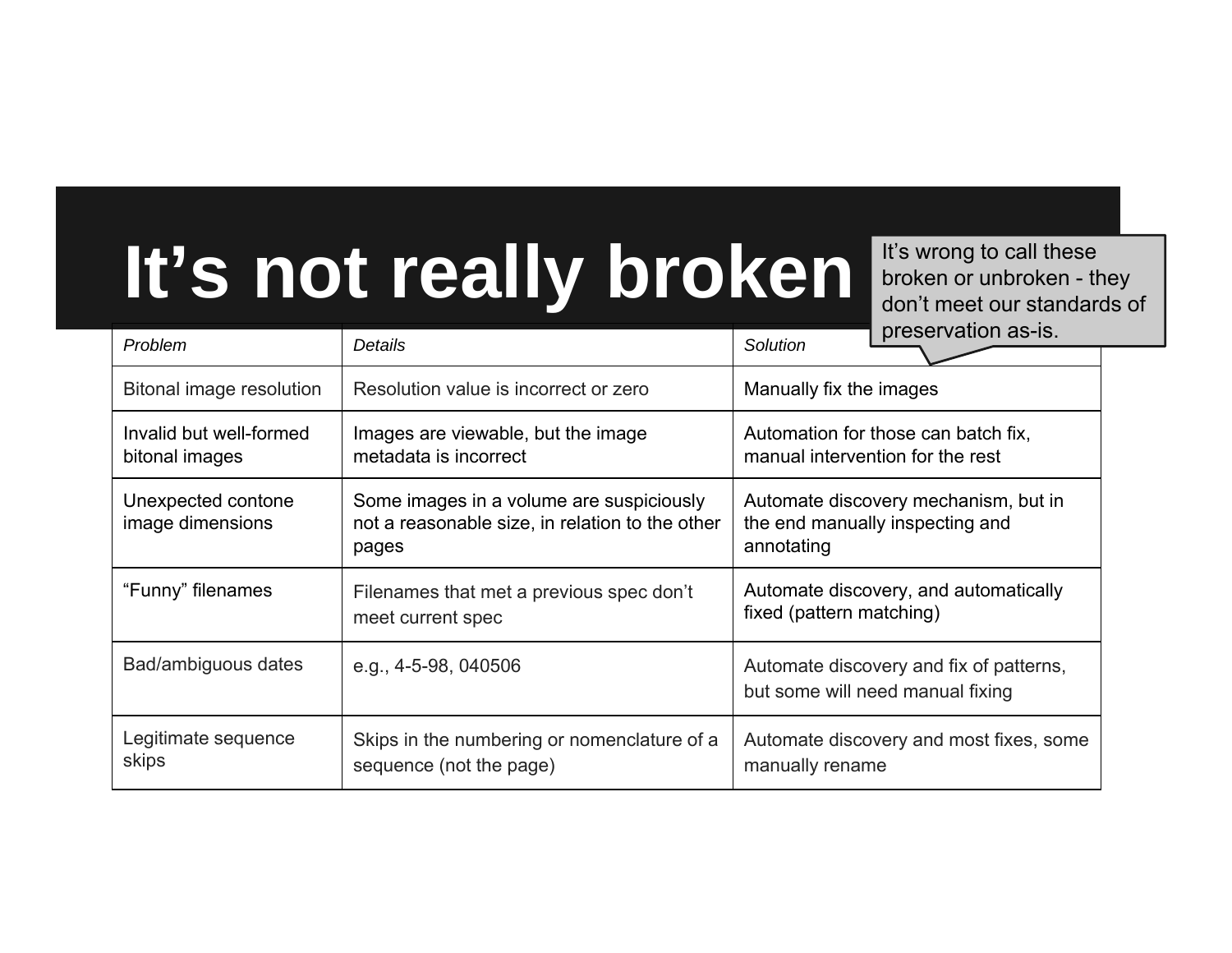# It’s not really broken

It’s wrong to call these broken or unbroken - they don’t meet our standards of preservation as-is.

| *Problem* | *Details* | *Solution* |
|---|---|---|
| Bitonal image resolution | Resolution value is incorrect or zero | Manually fix the images |
| Invalid but well-formed bitonal images | Images are viewable, but the image metadata is incorrect | Automation for those can batch fix, manual intervention for the rest |
| Unexpected contone image dimensions | Some images in a volume are suspiciously not a reasonable size, in relation to the other pages | Automate discovery mechanism, but in the end manually inspecting and annotating |
| “Funny” filenames | Filenames that met a previous spec don’t meet current spec | Automate discovery, and automatically fixed (pattern matching) |
| Bad/ambiguous dates | e.g., 4-5-98, 040506 | Automate discovery and fix of patterns, but some will need manual fixing |
| Legitimate sequence skips | Skips in the numbering or nomenclature of a sequence (not the page) | Automate discovery and most fixes, some manually rename |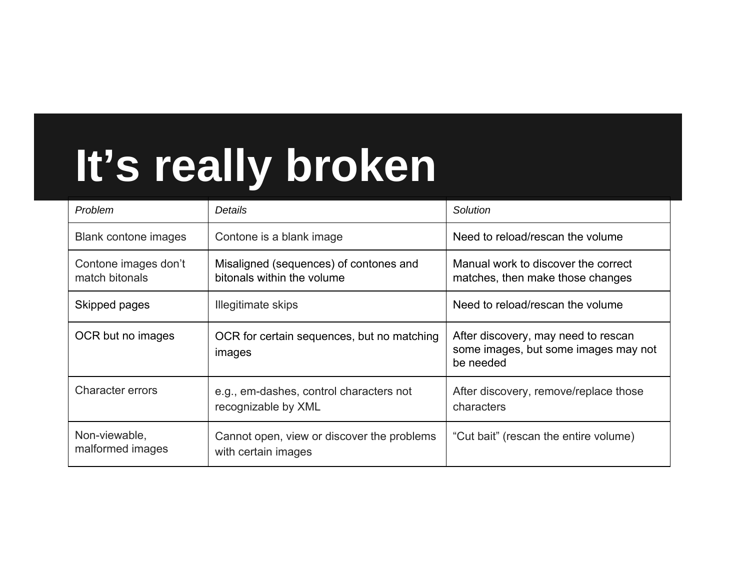# It’s really broken

| *Problem* | *Details* | *Solution* |
| --- | --- | --- |
| Blank contone images | Contone is a blank image | Need to reload/rescan the volume |
| Contone images don’t match bitonals | Misaligned (sequences) of contones and bitonals within the volume | Manual work to discover the correct matches, then make those changes |
| Skipped pages | Illegitimate skips | Need to reload/rescan the volume |
| OCR but no images | OCR for certain sequences, but no matching images | After discovery, may need to rescan some images, but some images may not be needed |
| Character errors | e.g., em-dashes, control characters not recognizable by XML | After discovery, remove/replace those characters |
| Non-viewable, malformed images | Cannot open, view or discover the problems with certain images | “Cut bait” (rescan the entire volume) |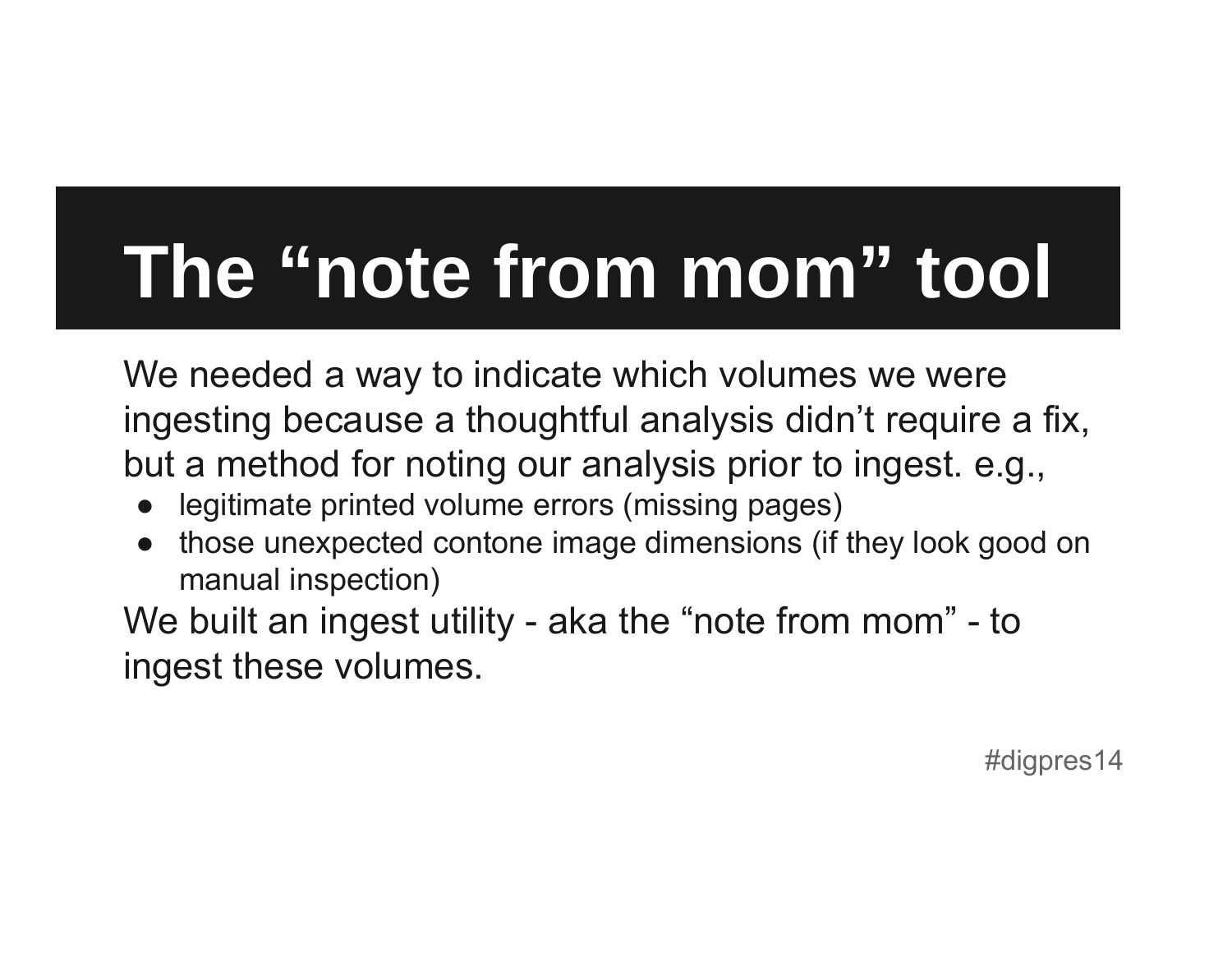# The “note from mom” tool

We needed a way to indicate which volumes we were ingesting because a thoughtful analysis didn’t require a fix, but a method for noting our analysis prior to ingest. e.g.,

- legitimate printed volume errors (missing pages)
- those unexpected contone image dimensions (if they look good on manual inspection)

We built an ingest utility - aka the “note from mom” - to ingest these volumes.

#digpres14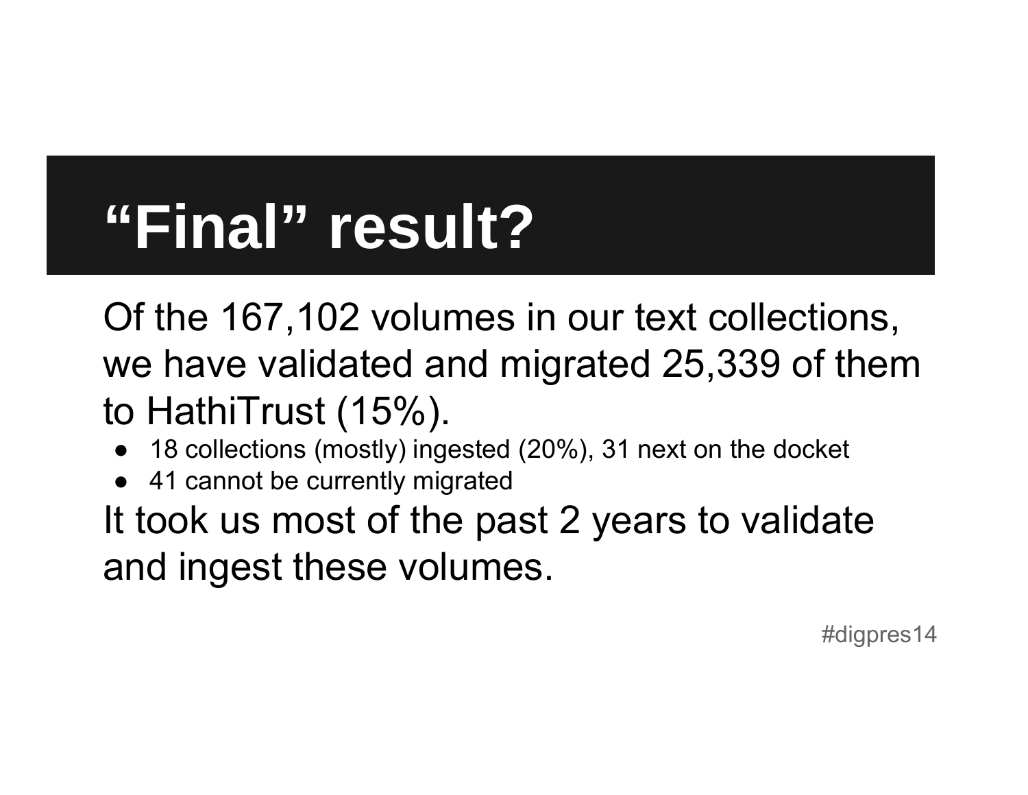# “Final” result?

Of the 167,102 volumes in our text collections, we have validated and migrated 25,339 of them to HathiTrust (15%).

- 18 collections (mostly) ingested (20%), 31 next on the docket
- 41 cannot be currently migrated

It took us most of the past 2 years to validate and ingest these volumes.

#digpres14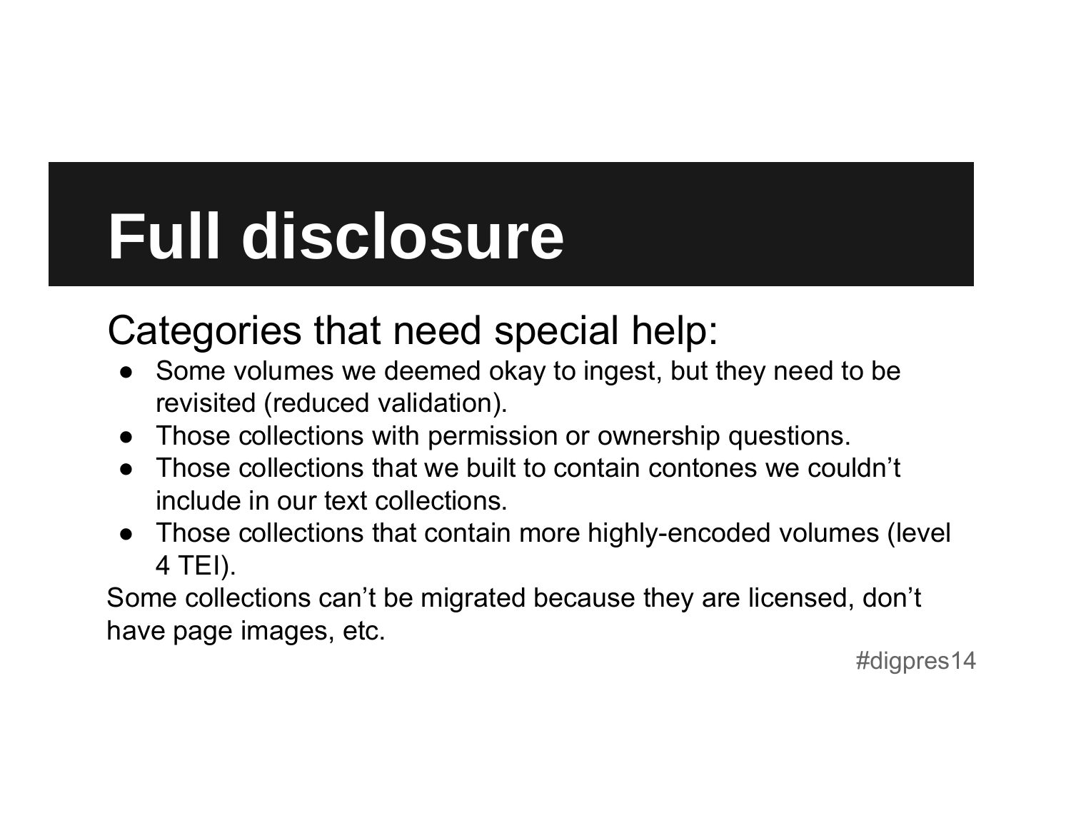# Full disclosure

Categories that need special help:

- Some volumes we deemed okay to ingest, but they need to be revisited (reduced validation).
- Those collections with permission or ownership questions.
- Those collections that we built to contain contones we couldn’t include in our text collections.
- Those collections that contain more highly-encoded volumes (level 4 TEI).

Some collections can’t be migrated because they are licensed, don’t have page images, etc.

#digpres14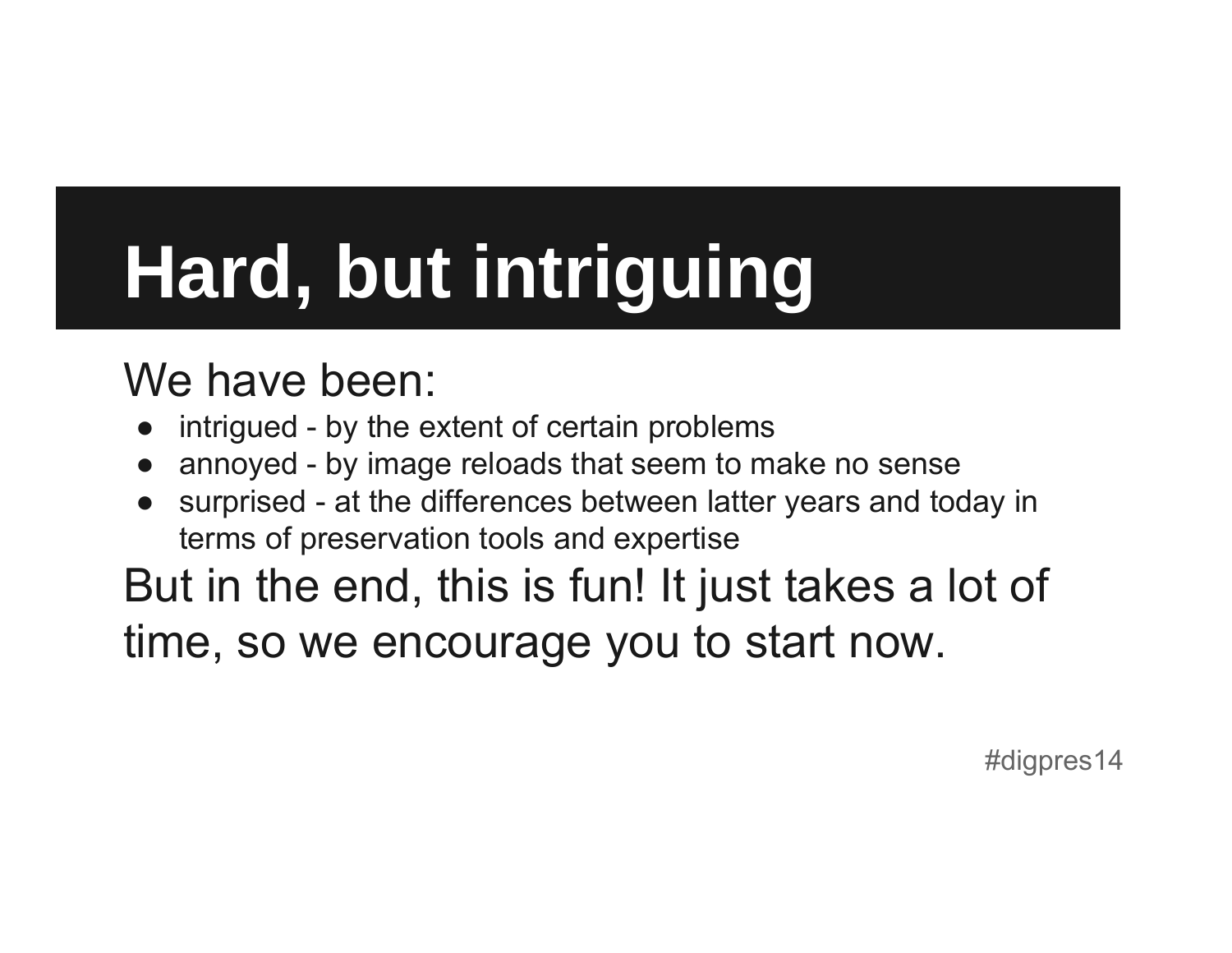# Hard, but intriguing

We have been:

- intrigued - by the extent of certain problems
- annoyed - by image reloads that seem to make no sense
- surprised - at the differences between latter years and today in terms of preservation tools and expertise

But in the end, this is fun! It just takes a lot of time, so we encourage you to start now.

#digpres14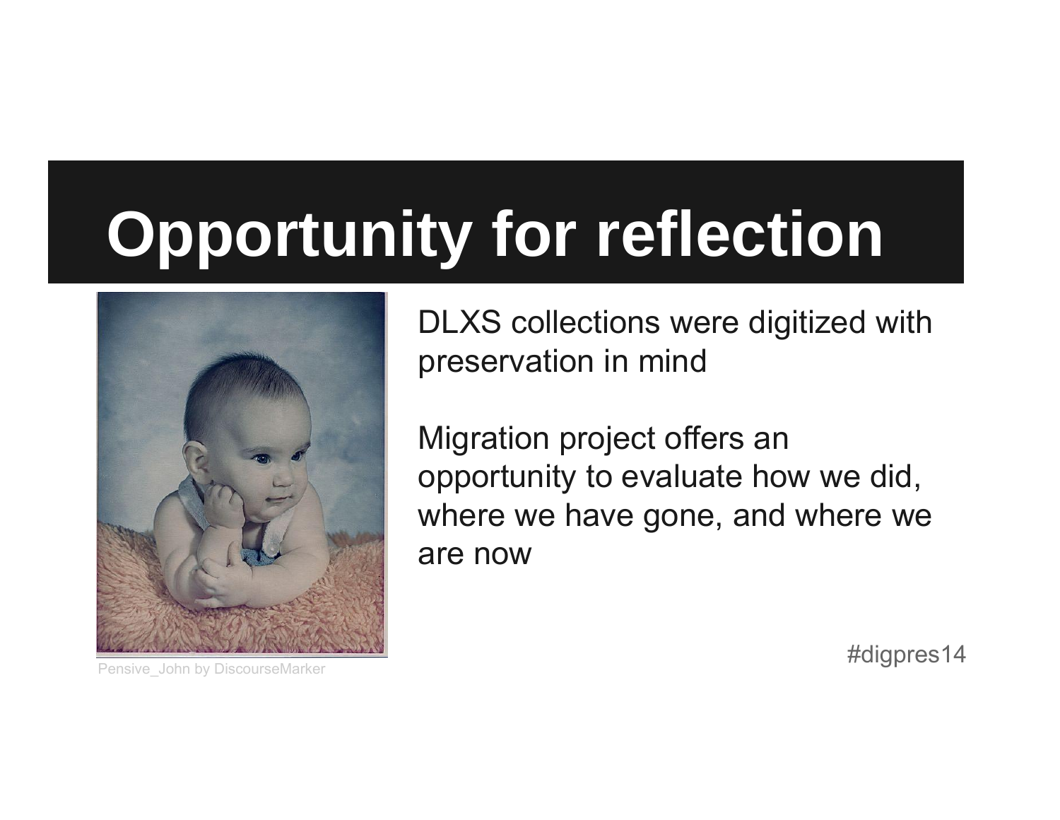# Opportunity for reflection

DLXS collections were digitized with preservation in mind

Migration project offers an opportunity to evaluate how we did, where we have gone, and where we are now

Pensive_John by DiscourseMarker

#digpres14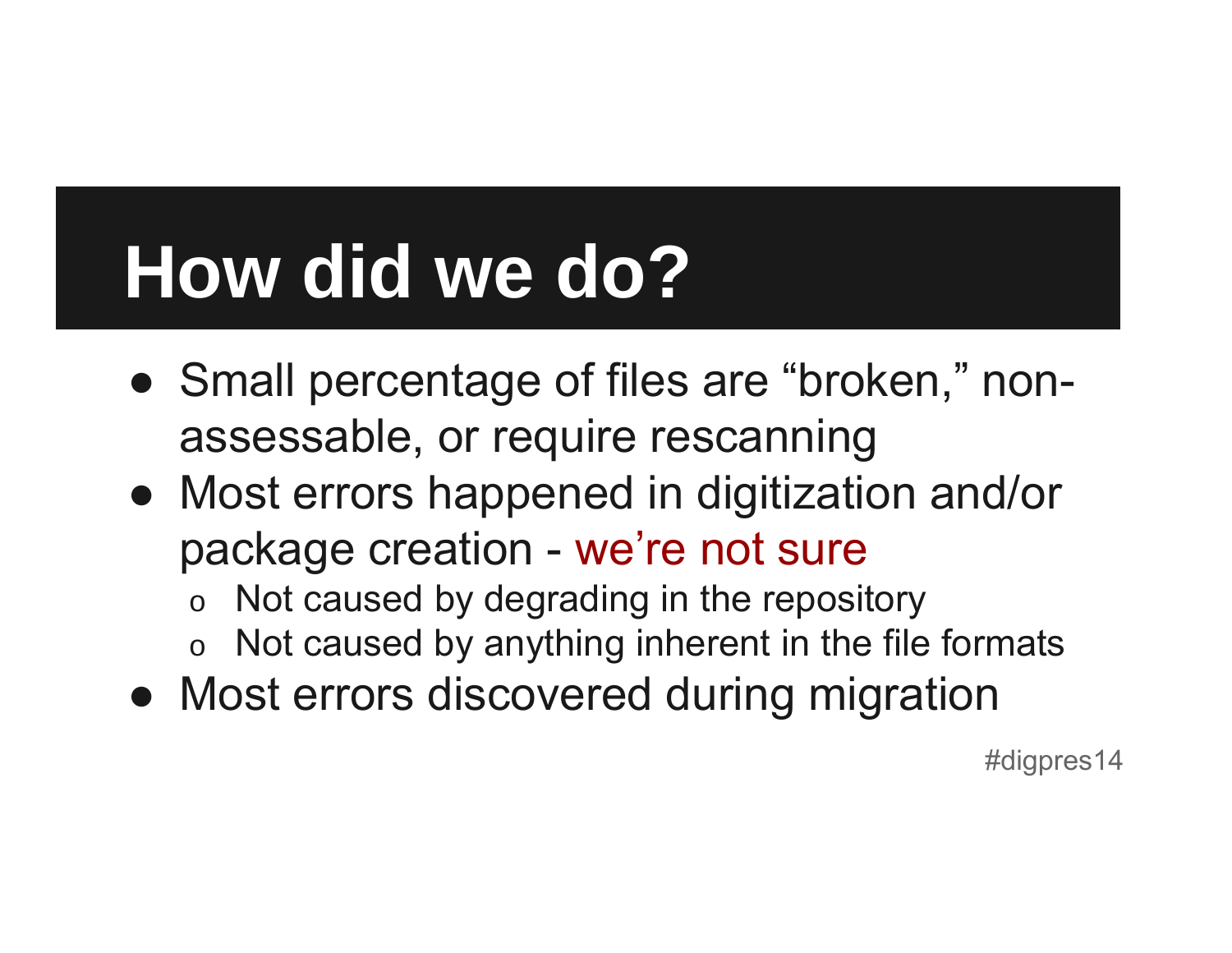# How did we do?

- Small percentage of files are "broken," non-assessable, or require rescanning
- Most errors happened in digitization and/or package creation - we're not sure
  - Not caused by degrading in the repository
  - Not caused by anything inherent in the file formats
- Most errors discovered during migration

#digpres14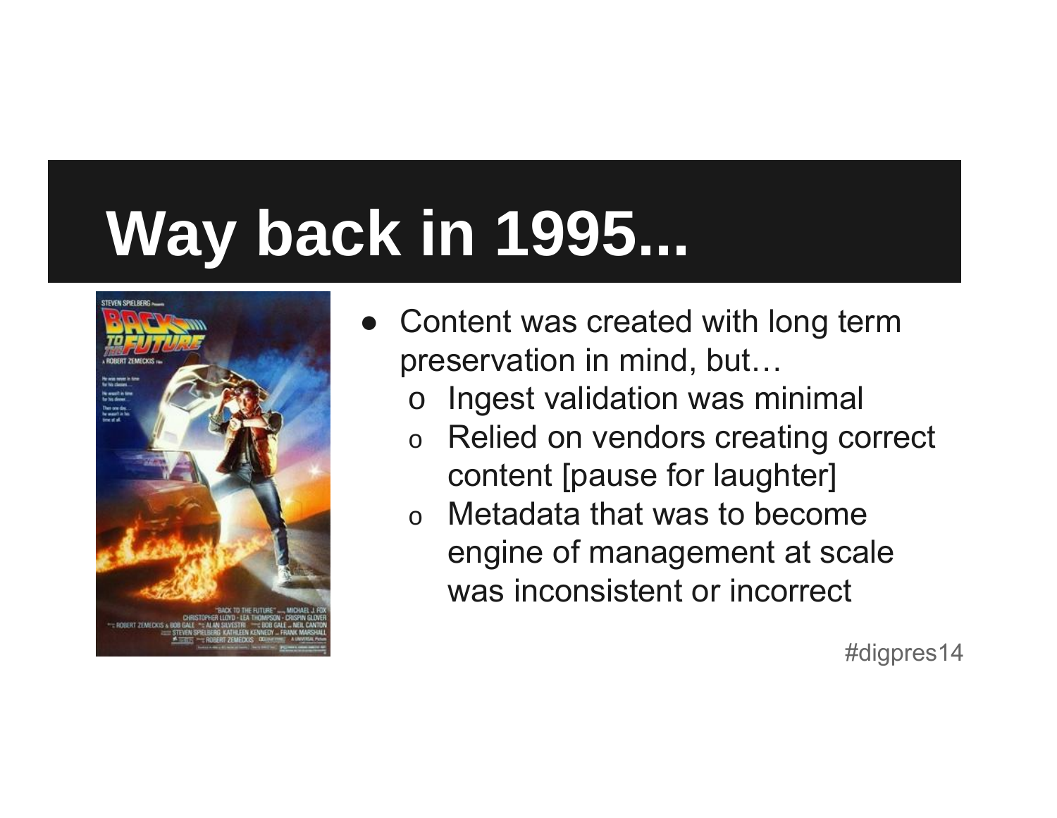# Way back in 1995...

- Content was created with long term preservation in mind, but…
  - Ingest validation was minimal
  - Relied on vendors creating correct content [pause for laughter]
  - Metadata that was to become engine of management at scale was inconsistent or incorrect

#digpres14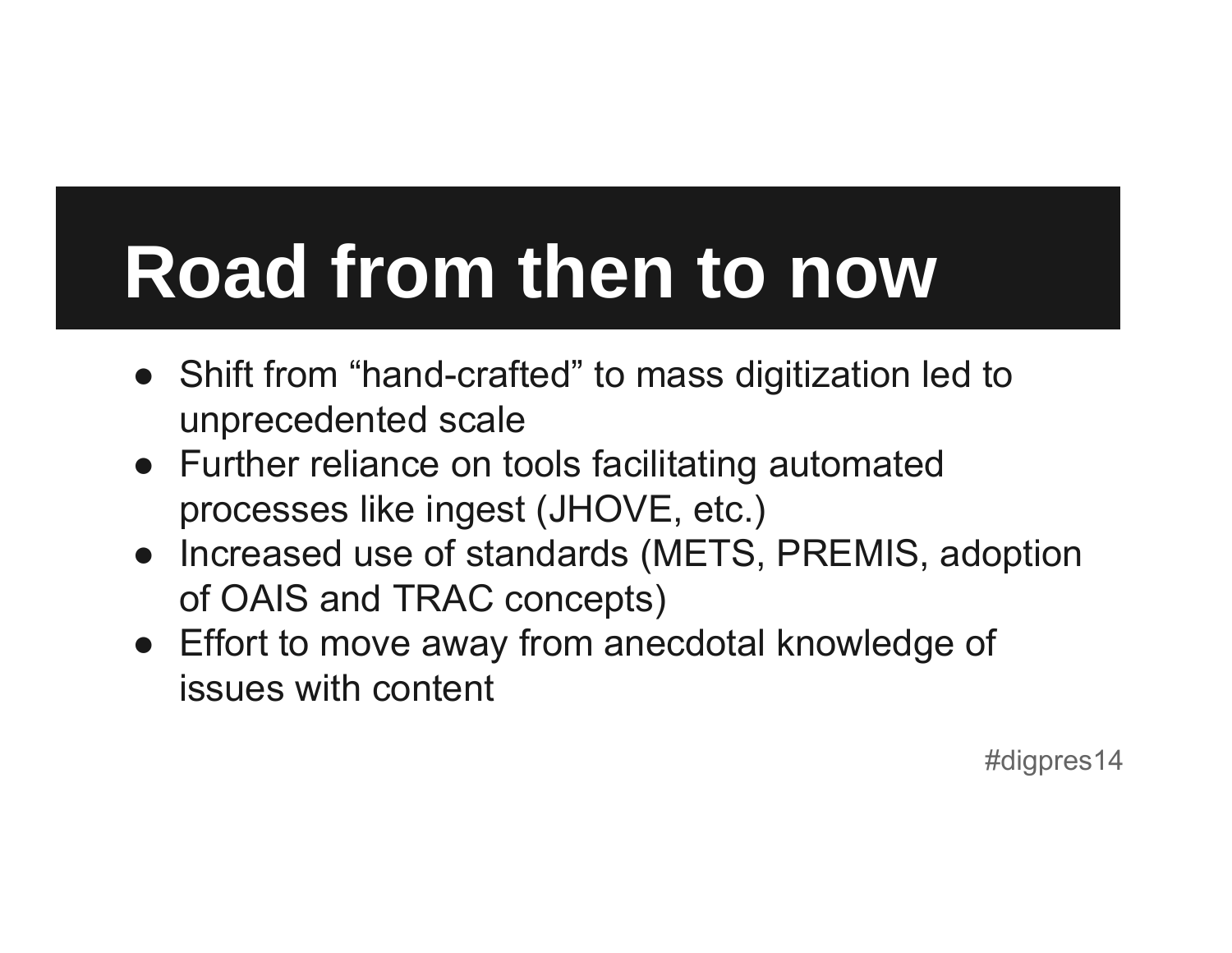# Road from then to now

- Shift from “hand-crafted” to mass digitization led to unprecedented scale
- Further reliance on tools facilitating automated processes like ingest (JHOVE, etc.)
- Increased use of standards (METS, PREMIS, adoption of OAIS and TRAC concepts)
- Effort to move away from anecdotal knowledge of issues with content

#digpres14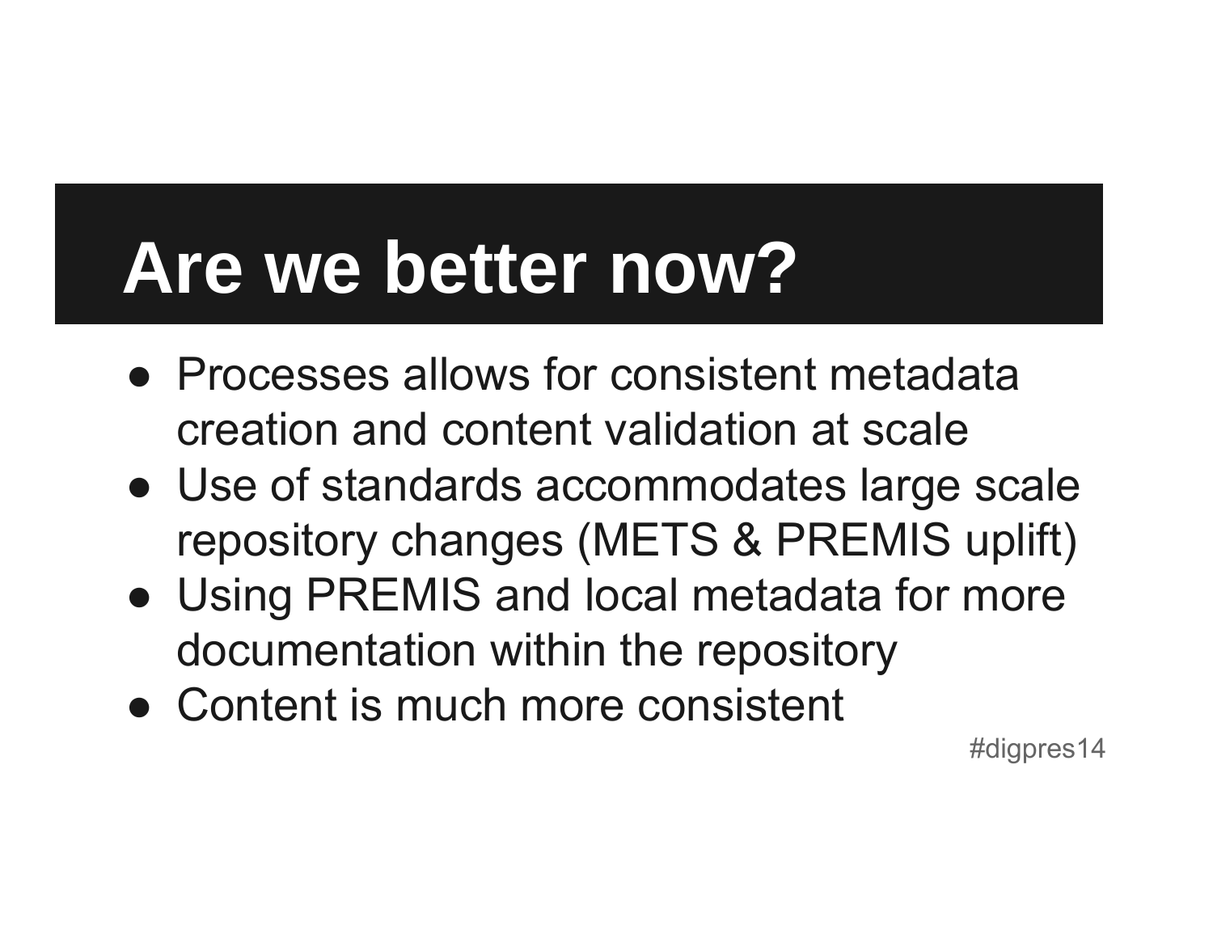# Are we better now?

- Processes allows for consistent metadata creation and content validation at scale
- Use of standards accommodates large scale repository changes (METS & PREMIS uplift)
- Using PREMIS and local metadata for more documentation within the repository
- Content is much more consistent

#digpres14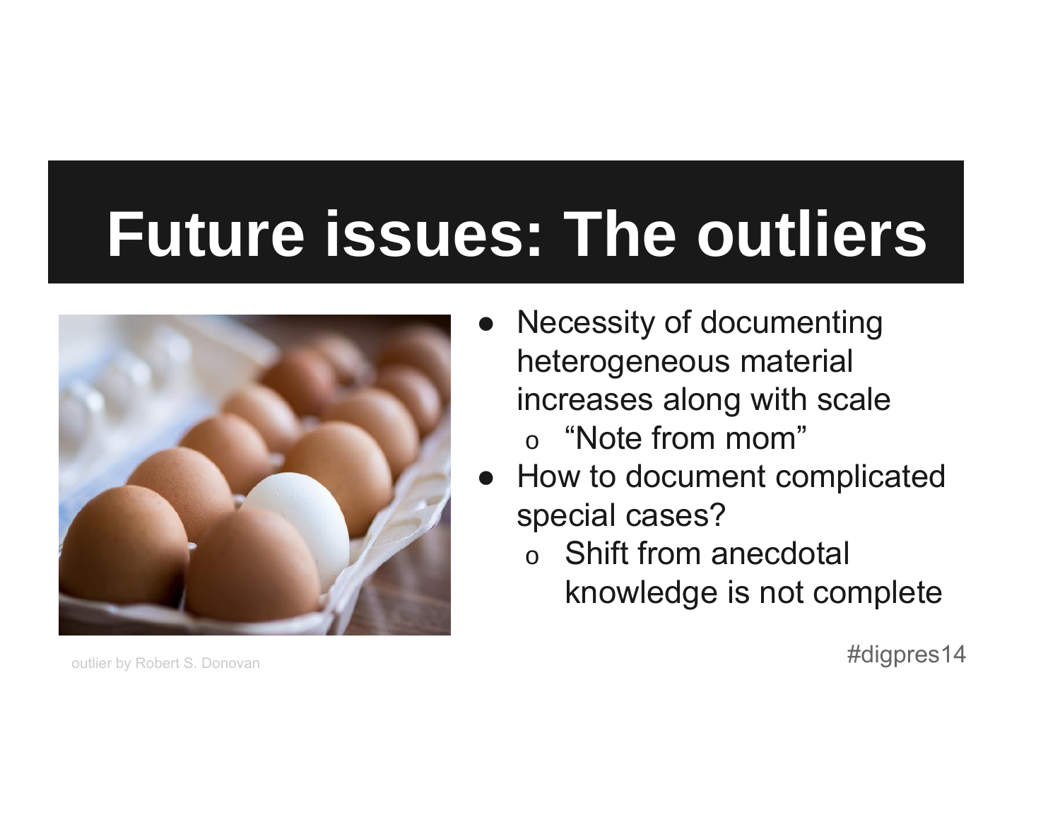# Future issues: The outliers

- Necessity of documenting heterogeneous material increases along with scale
  - “Note from mom”
- How to document complicated special cases?
  - Shift from anecdotal knowledge is not complete

outlier by Robert S. Donovan

#digpres14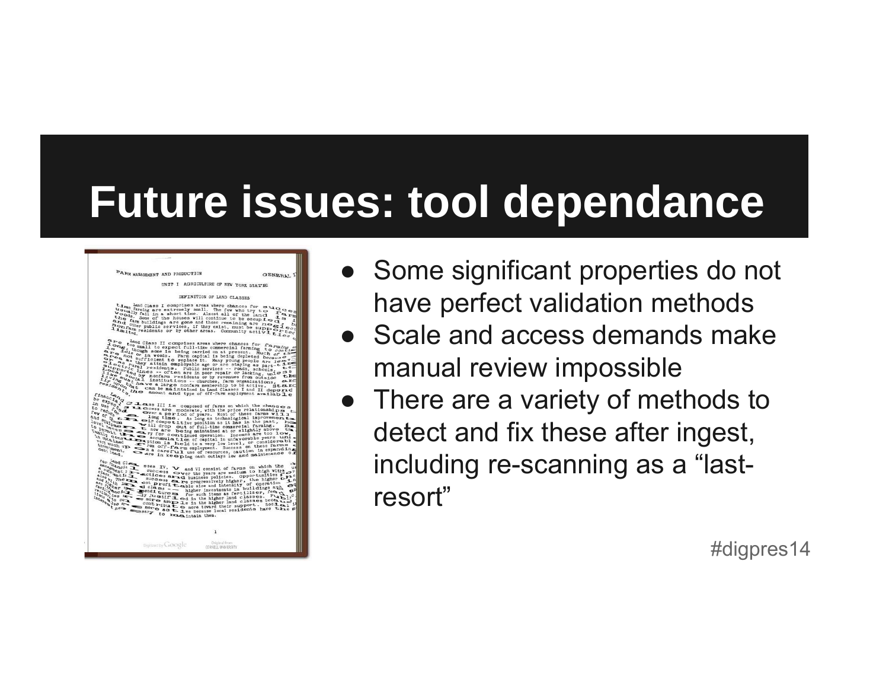# Future issues: tool dependance

- Some significant properties do not have perfect validation methods
- Scale and access demands make manual review impossible
- There are a variety of methods to detect and fix these after ingest, including re-scanning as a "last-resort"

#digpres14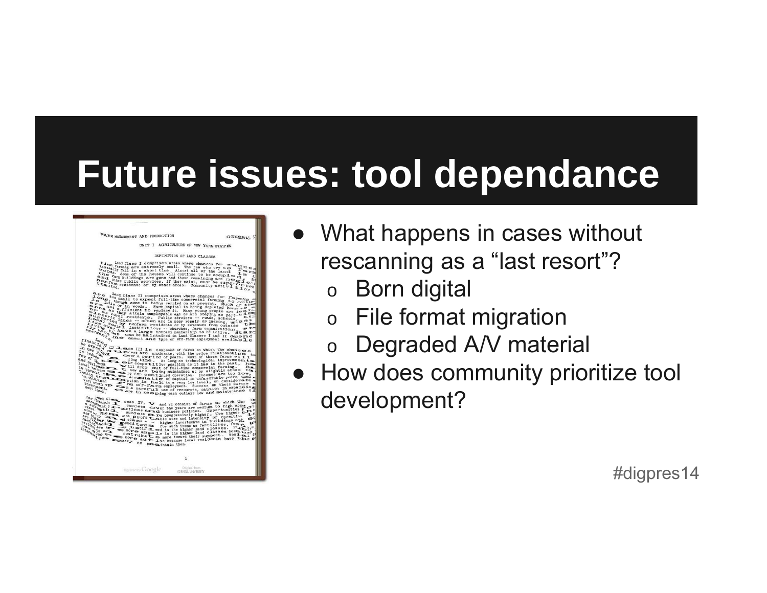# Future issues: tool dependance

- What happens in cases without rescanning as a “last resort”?
  - Born digital
  - File format migration
  - Degraded A/V material
- How does community prioritize tool development?

#digpres14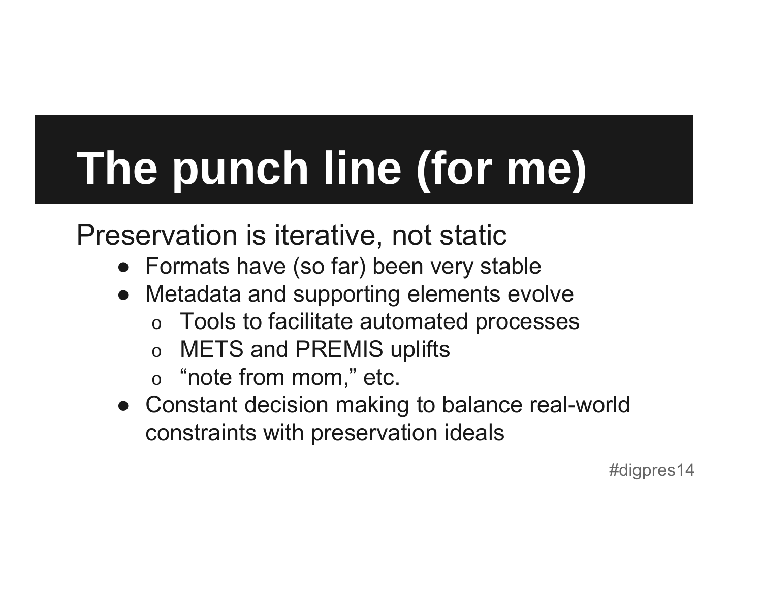# The punch line (for me)

Preservation is iterative, not static

- Formats have (so far) been very stable
- Metadata and supporting elements evolve
  - Tools to facilitate automated processes
  - METS and PREMIS uplifts
  - “note from mom,” etc.
- Constant decision making to balance real-world constraints with preservation ideals

#digpres14